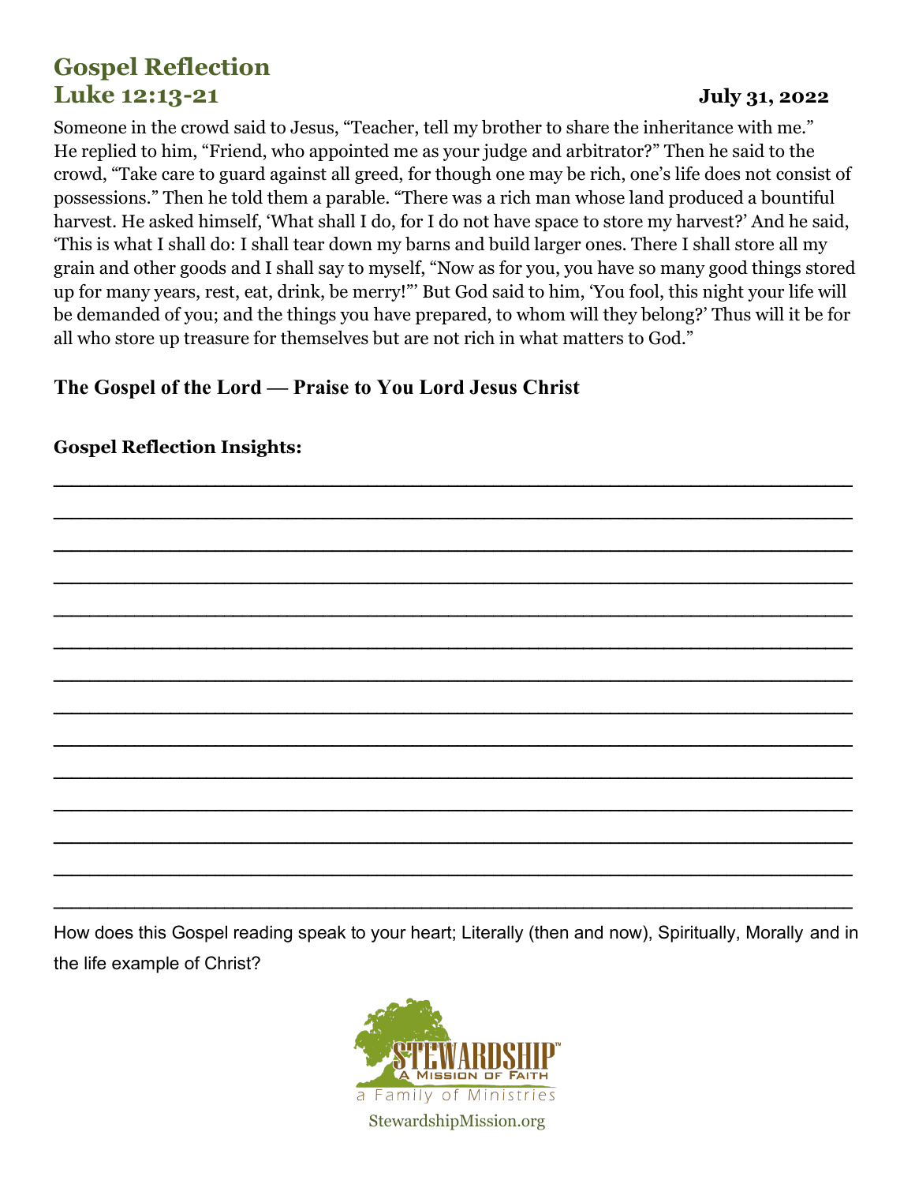# Gospel Reflection
## Luke 12:13-21

**July 31, 2022**

Someone in the crowd said to Jesus, "Teacher, tell my brother to share the inheritance with me." He replied to him, "Friend, who appointed me as your judge and arbitrator?" Then he said to the crowd, "Take care to guard against all greed, for though one may be rich, one's life does not consist of possessions." Then he told them a parable. "There was a rich man whose land produced a bountiful harvest. He asked himself, 'What shall I do, for I do not have space to store my harvest?' And he said, 'This is what I shall do: I shall tear down my barns and build larger ones. There I shall store all my grain and other goods and I shall say to myself, "Now as for you, you have so many good things stored up for many years, rest, eat, drink, be merry!"' But God said to him, 'You fool, this night your life will be demanded of you; and the things you have prepared, to whom will they belong?' Thus will it be for all who store up treasure for themselves but are not rich in what matters to God."

**The Gospel of the Lord — Praise to You Lord Jesus Christ**

**Gospel Reflection Insights:**

______________________________________________________________________

______________________________________________________________________

______________________________________________________________________

______________________________________________________________________

______________________________________________________________________

______________________________________________________________________

______________________________________________________________________

______________________________________________________________________

______________________________________________________________________

______________________________________________________________________

______________________________________________________________________

______________________________________________________________________

______________________________________________________________________

______________________________________________________________________

How does this Gospel reading speak to your heart; Literally (then and now), Spiritually, Morally and in the life example of Christ?

STEWARDSHIP™
A Mission of Faith
a Family of Ministries

StewardshipMission.org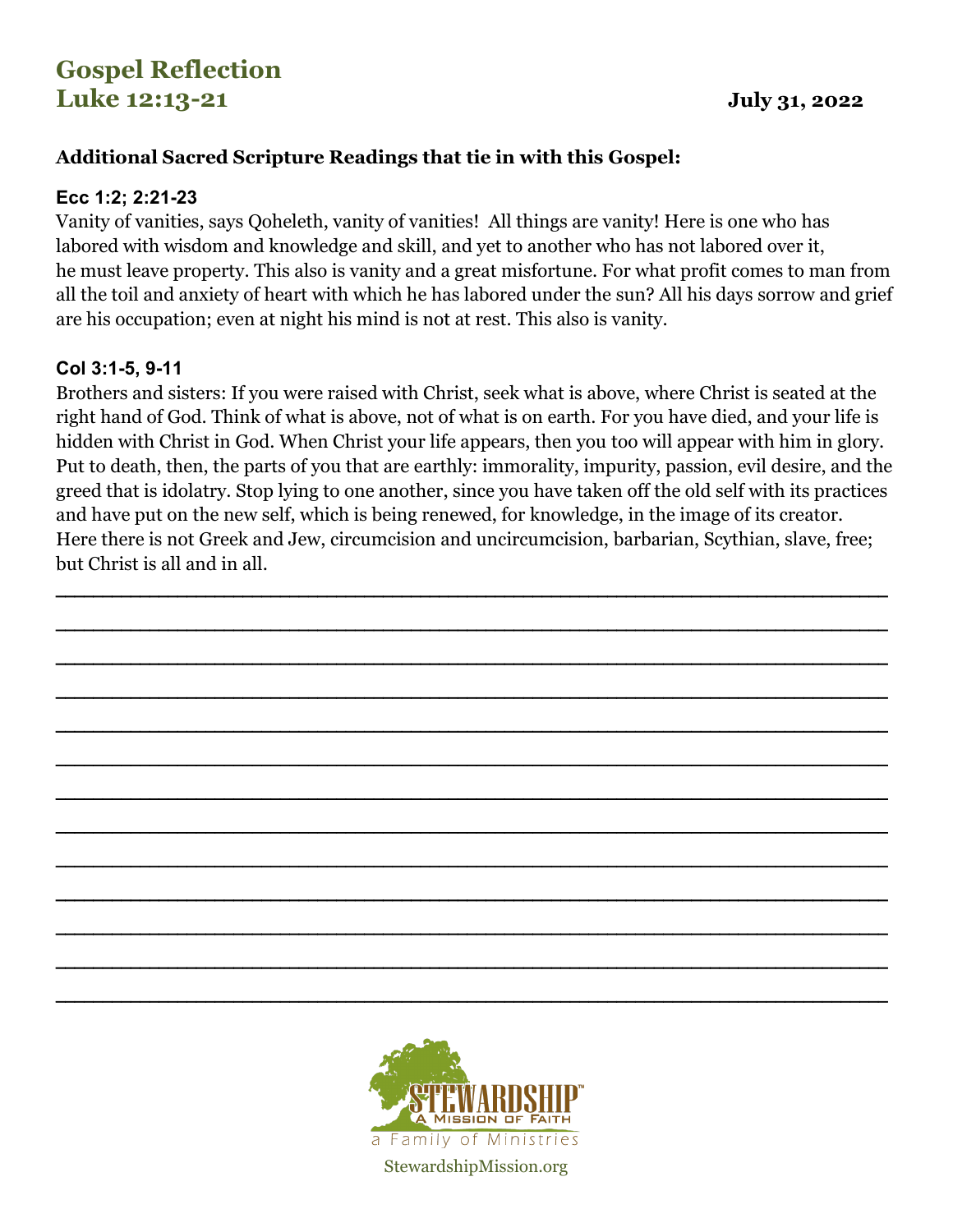# Gospel Reflection
## Luke 12:13-21

**July 31, 2022**

**Additional Sacred Scripture Readings that tie in with this Gospel:**

**Ecc 1:2; 2:21-23**

Vanity of vanities, says Qoheleth, vanity of vanities! All things are vanity! Here is one who has labored with wisdom and knowledge and skill, and yet to another who has not labored over it, he must leave property. This also is vanity and a great misfortune. For what profit comes to man from all the toil and anxiety of heart with which he has labored under the sun? All his days sorrow and grief are his occupation; even at night his mind is not at rest. This also is vanity.

**Col 3:1-5, 9-11**

Brothers and sisters: If you were raised with Christ, seek what is above, where Christ is seated at the right hand of God. Think of what is above, not of what is on earth. For you have died, and your life is hidden with Christ in God. When Christ your life appears, then you too will appear with him in glory. Put to death, then, the parts of you that are earthly: immorality, impurity, passion, evil desire, and the greed that is idolatry. Stop lying to one another, since you have taken off the old self with its practices and have put on the new self, which is being renewed, for knowledge, in the image of its creator. Here there is not Greek and Jew, circumcision and uncircumcision, barbarian, Scythian, slave, free; but Christ is all and in all.

\_\_\_\_\_\_\_\_\_\_\_\_\_\_\_\_\_\_\_\_\_\_\_\_\_\_\_\_\_\_\_\_\_\_\_\_\_\_\_\_\_\_\_\_\_\_\_\_\_\_\_\_\_\_\_\_\_\_\_\_\_\_\_\_\_\_\_\_\_\_

\_\_\_\_\_\_\_\_\_\_\_\_\_\_\_\_\_\_\_\_\_\_\_\_\_\_\_\_\_\_\_\_\_\_\_\_\_\_\_\_\_\_\_\_\_\_\_\_\_\_\_\_\_\_\_\_\_\_\_\_\_\_\_\_\_\_\_\_\_\_

\_\_\_\_\_\_\_\_\_\_\_\_\_\_\_\_\_\_\_\_\_\_\_\_\_\_\_\_\_\_\_\_\_\_\_\_\_\_\_\_\_\_\_\_\_\_\_\_\_\_\_\_\_\_\_\_\_\_\_\_\_\_\_\_\_\_\_\_\_\_

\_\_\_\_\_\_\_\_\_\_\_\_\_\_\_\_\_\_\_\_\_\_\_\_\_\_\_\_\_\_\_\_\_\_\_\_\_\_\_\_\_\_\_\_\_\_\_\_\_\_\_\_\_\_\_\_\_\_\_\_\_\_\_\_\_\_\_\_\_\_

\_\_\_\_\_\_\_\_\_\_\_\_\_\_\_\_\_\_\_\_\_\_\_\_\_\_\_\_\_\_\_\_\_\_\_\_\_\_\_\_\_\_\_\_\_\_\_\_\_\_\_\_\_\_\_\_\_\_\_\_\_\_\_\_\_\_\_\_\_\_

\_\_\_\_\_\_\_\_\_\_\_\_\_\_\_\_\_\_\_\_\_\_\_\_\_\_\_\_\_\_\_\_\_\_\_\_\_\_\_\_\_\_\_\_\_\_\_\_\_\_\_\_\_\_\_\_\_\_\_\_\_\_\_\_\_\_\_\_\_\_

\_\_\_\_\_\_\_\_\_\_\_\_\_\_\_\_\_\_\_\_\_\_\_\_\_\_\_\_\_\_\_\_\_\_\_\_\_\_\_\_\_\_\_\_\_\_\_\_\_\_\_\_\_\_\_\_\_\_\_\_\_\_\_\_\_\_\_\_\_\_

\_\_\_\_\_\_\_\_\_\_\_\_\_\_\_\_\_\_\_\_\_\_\_\_\_\_\_\_\_\_\_\_\_\_\_\_\_\_\_\_\_\_\_\_\_\_\_\_\_\_\_\_\_\_\_\_\_\_\_\_\_\_\_\_\_\_\_\_\_\_

\_\_\_\_\_\_\_\_\_\_\_\_\_\_\_\_\_\_\_\_\_\_\_\_\_\_\_\_\_\_\_\_\_\_\_\_\_\_\_\_\_\_\_\_\_\_\_\_\_\_\_\_\_\_\_\_\_\_\_\_\_\_\_\_\_\_\_\_\_\_

\_\_\_\_\_\_\_\_\_\_\_\_\_\_\_\_\_\_\_\_\_\_\_\_\_\_\_\_\_\_\_\_\_\_\_\_\_\_\_\_\_\_\_\_\_\_\_\_\_\_\_\_\_\_\_\_\_\_\_\_\_\_\_\_\_\_\_\_\_\_

\_\_\_\_\_\_\_\_\_\_\_\_\_\_\_\_\_\_\_\_\_\_\_\_\_\_\_\_\_\_\_\_\_\_\_\_\_\_\_\_\_\_\_\_\_\_\_\_\_\_\_\_\_\_\_\_\_\_\_\_\_\_\_\_\_\_\_\_\_\_

\_\_\_\_\_\_\_\_\_\_\_\_\_\_\_\_\_\_\_\_\_\_\_\_\_\_\_\_\_\_\_\_\_\_\_\_\_\_\_\_\_\_\_\_\_\_\_\_\_\_\_\_\_\_\_\_\_\_\_\_\_\_\_\_\_\_\_\_\_\_

\_\_\_\_\_\_\_\_\_\_\_\_\_\_\_\_\_\_\_\_\_\_\_\_\_\_\_\_\_\_\_\_\_\_\_\_\_\_\_\_\_\_\_\_\_\_\_\_\_\_\_\_\_\_\_\_\_\_\_\_\_\_\_\_\_\_\_\_\_\_

STEWARDSHIP™
A Mission of Faith
a Family of Ministries

StewardshipMission.org